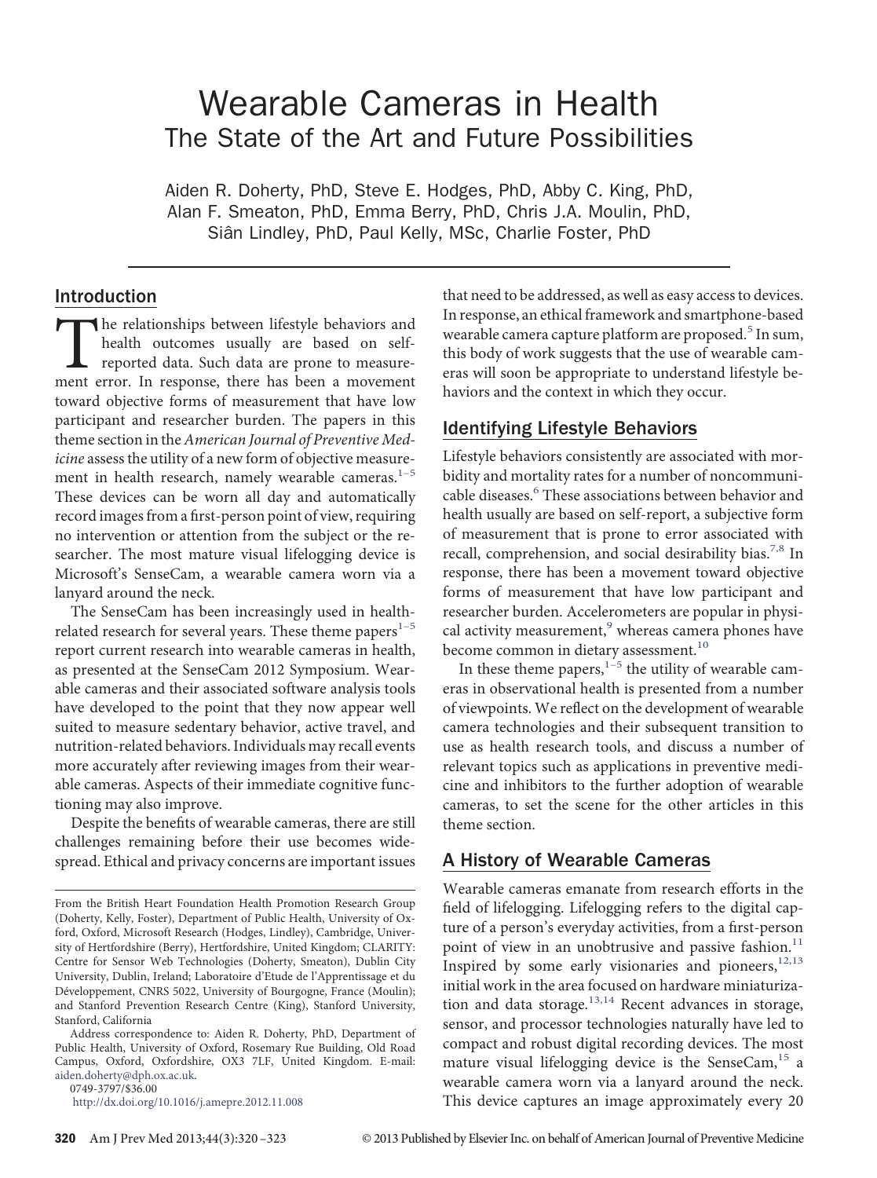# Wearable Cameras in Health

## The State of the Art and Future Possibilities

Aiden R. Doherty, PhD, Steve E. Hodges, PhD, Abby C. King, PhD, Alan F. Smeaton, PhD, Emma Berry, PhD, Chris J.A. Moulin, PhD, Siân Lindley, PhD, Paul Kelly, MSc, Charlie Foster, PhD

## Introduction

The relationships between lifestyle behaviors and health outcomes usually are based on self-reported data. Such data are prone to measurement error. In response, there has been a movement toward objective forms of measurement that have low participant and researcher burden. The papers in this theme section in the *American Journal of Preventive Medicine* assess the utility of a new form of objective measurement in health research, namely wearable cameras.[1–5] These devices can be worn all day and automatically record images from a first-person point of view, requiring no intervention or attention from the subject or the researcher. The most mature visual lifelogging device is Microsoft's SenseCam, a wearable camera worn via a lanyard around the neck.

The SenseCam has been increasingly used in health-related research for several years. These theme papers[1–5] report current research into wearable cameras in health, as presented at the SenseCam 2012 Symposium. Wearable cameras and their associated software analysis tools have developed to the point that they now appear well suited to measure sedentary behavior, active travel, and nutrition-related behaviors. Individuals may recall events more accurately after reviewing images from their wearable cameras. Aspects of their immediate cognitive functioning may also improve.

Despite the benefits of wearable cameras, there are still challenges remaining before their use becomes widespread. Ethical and privacy concerns are important issues that need to be addressed, as well as easy access to devices. In response, an ethical framework and smartphone-based wearable camera capture platform are proposed.[5] In sum, this body of work suggests that the use of wearable cameras will soon be appropriate to understand lifestyle behaviors and the context in which they occur.

## Identifying Lifestyle Behaviors

Lifestyle behaviors consistently are associated with morbidity and mortality rates for a number of noncommunicable diseases.[6] These associations between behavior and health usually are based on self-report, a subjective form of measurement that is prone to error associated with recall, comprehension, and social desirability bias.[7,8] In response, there has been a movement toward objective forms of measurement that have low participant and researcher burden. Accelerometers are popular in physical activity measurement,[9] whereas camera phones have become common in dietary assessment.[10]

In these theme papers,[1–5] the utility of wearable cameras in observational health is presented from a number of viewpoints. We reflect on the development of wearable camera technologies and their subsequent transition to use as health research tools, and discuss a number of relevant topics such as applications in preventive medicine and inhibitors to the further adoption of wearable cameras, to set the scene for the other articles in this theme section.

## A History of Wearable Cameras

Wearable cameras emanate from research efforts in the field of lifelogging. Lifelogging refers to the digital capture of a person's everyday activities, from a first-person point of view in an unobtrusive and passive fashion.[11] Inspired by some early visionaries and pioneers,[12,13] initial work in the area focused on hardware miniaturization and data storage.[13,14] Recent advances in storage, sensor, and processor technologies naturally have led to compact and robust digital recording devices. The most mature visual lifelogging device is the SenseCam,[15] a wearable camera worn via a lanyard around the neck. This device captures an image approximately every 20

---

From the British Heart Foundation Health Promotion Research Group (Doherty, Kelly, Foster), Department of Public Health, University of Oxford, Oxford, Microsoft Research (Hodges, Lindley), Cambridge, University of Hertfordshire (Berry), Hertfordshire, United Kingdom; CLARITY: Centre for Sensor Web Technologies (Doherty, Smeaton), Dublin City University, Dublin, Ireland; Laboratoire d'Etude de l'Apprentissage et du Développement, CNRS 5022, University of Bourgogne, France (Moulin); and Stanford Prevention Research Centre (King), Stanford University, Stanford, California

Address correspondence to: Aiden R. Doherty, PhD, Department of Public Health, University of Oxford, Rosemary Rue Building, Old Road Campus, Oxford, Oxfordshire, OX3 7LF, United Kingdom. E-mail: aiden.doherty@dph.ox.ac.uk.

0749-3797/$36.00

http://dx.doi.org/10.1016/j.amepre.2012.11.008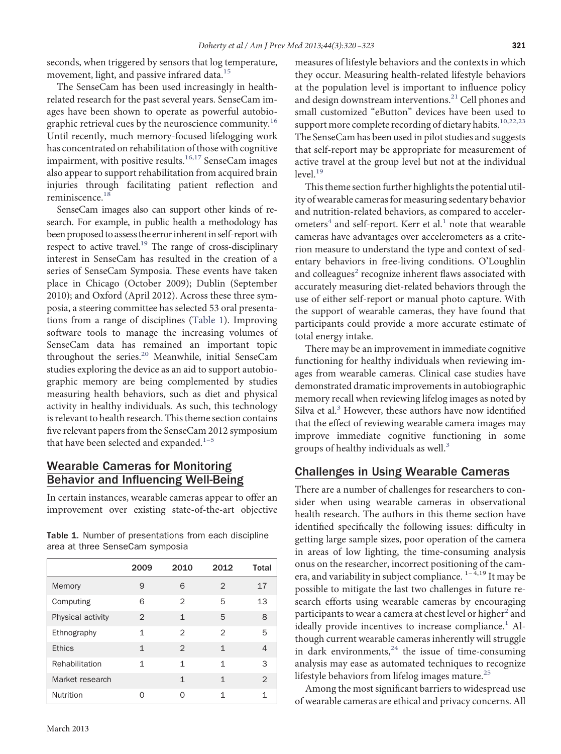seconds, when triggered by sensors that log temperature, movement, light, and passive infrared data.[15]

The SenseCam has been used increasingly in health-related research for the past several years. SenseCam images have been shown to operate as powerful autobiographic retrieval cues by the neuroscience community.[16] Until recently, much memory-focused lifelogging work has concentrated on rehabilitation of those with cognitive impairment, with positive results.[16,17] SenseCam images also appear to support rehabilitation from acquired brain injuries through facilitating patient reflection and reminiscence.[18]

SenseCam images also can support other kinds of research. For example, in public health a methodology has been proposed to assess the error inherent in self-report with respect to active travel.[19] The range of cross-disciplinary interest in SenseCam has resulted in the creation of a series of SenseCam Symposia. These events have taken place in Chicago (October 2009); Dublin (September 2010); and Oxford (April 2012). Across these three symposia, a steering committee has selected 53 oral presentations from a range of disciplines (Table 1). Improving software tools to manage the increasing volumes of SenseCam data has remained an important topic throughout the series.[20] Meanwhile, initial SenseCam studies exploring the device as an aid to support autobiographic memory are being complemented by studies measuring health behaviors, such as diet and physical activity in healthy individuals. As such, this technology is relevant to health research. This theme section contains five relevant papers from the SenseCam 2012 symposium that have been selected and expanded.[1–5]

## Wearable Cameras for Monitoring Behavior and Influencing Well-Being

In certain instances, wearable cameras appear to offer an improvement over existing state-of-the-art objective measures of lifestyle behaviors and the contexts in which they occur. Measuring health-related lifestyle behaviors at the population level is important to influence policy and design downstream interventions.[21] Cell phones and small customized "eButton" devices have been used to support more complete recording of dietary habits.[10,22,23] The SenseCam has been used in pilot studies and suggests that self-report may be appropriate for measurement of active travel at the group level but not at the individual level.[19]

This theme section further highlights the potential utility of wearable cameras for measuring sedentary behavior and nutrition-related behaviors, as compared to accelerometers[4] and self-report. Kerr et al.[1] note that wearable cameras have advantages over accelerometers as a criterion measure to understand the type and context of sedentary behaviors in free-living conditions. O'Loughlin and colleagues[2] recognize inherent flaws associated with accurately measuring diet-related behaviors through the use of either self-report or manual photo capture. With the support of wearable cameras, they have found that participants could provide a more accurate estimate of total energy intake.

There may be an improvement in immediate cognitive functioning for healthy individuals when reviewing images from wearable cameras. Clinical case studies have demonstrated dramatic improvements in autobiographic memory recall when reviewing lifelog images as noted by Silva et al.[3] However, these authors have now identified that the effect of reviewing wearable camera images may improve immediate cognitive functioning in some groups of healthy individuals as well.[3]

Table 1. Number of presentations from each discipline area at three SenseCam symposia

| | 2009 | 2010 | 2012 | Total |
|---|---|---|---|---|
| Memory | 9 | 6 | 2 | 17 |
| Computing | 6 | 2 | 5 | 13 |
| Physical activity | 2 | 1 | 5 | 8 |
| Ethnography | 1 | 2 | 2 | 5 |
| Ethics | 1 | 2 | 1 | 4 |
| Rehabilitation | 1 | 1 | 1 | 3 |
| Market research | | 1 | 1 | 2 |
| Nutrition | 0 | 0 | 1 | 1 |

## Challenges in Using Wearable Cameras

There are a number of challenges for researchers to consider when using wearable cameras in observational health research. The authors in this theme section have identified specifically the following issues: difficulty in getting large sample sizes, poor operation of the camera in areas of low lighting, the time-consuming analysis onus on the researcher, incorrect positioning of the camera, and variability in subject compliance.[1–4,19] It may be possible to mitigate the last two challenges in future research efforts using wearable cameras by encouraging participants to wear a camera at chest level or higher[2] and ideally provide incentives to increase compliance.[1] Although current wearable cameras inherently will struggle in dark environments,[24] the issue of time-consuming analysis may ease as automated techniques to recognize lifestyle behaviors from lifelog images mature.[25]

Among the most significant barriers to widespread use of wearable cameras are ethical and privacy concerns. All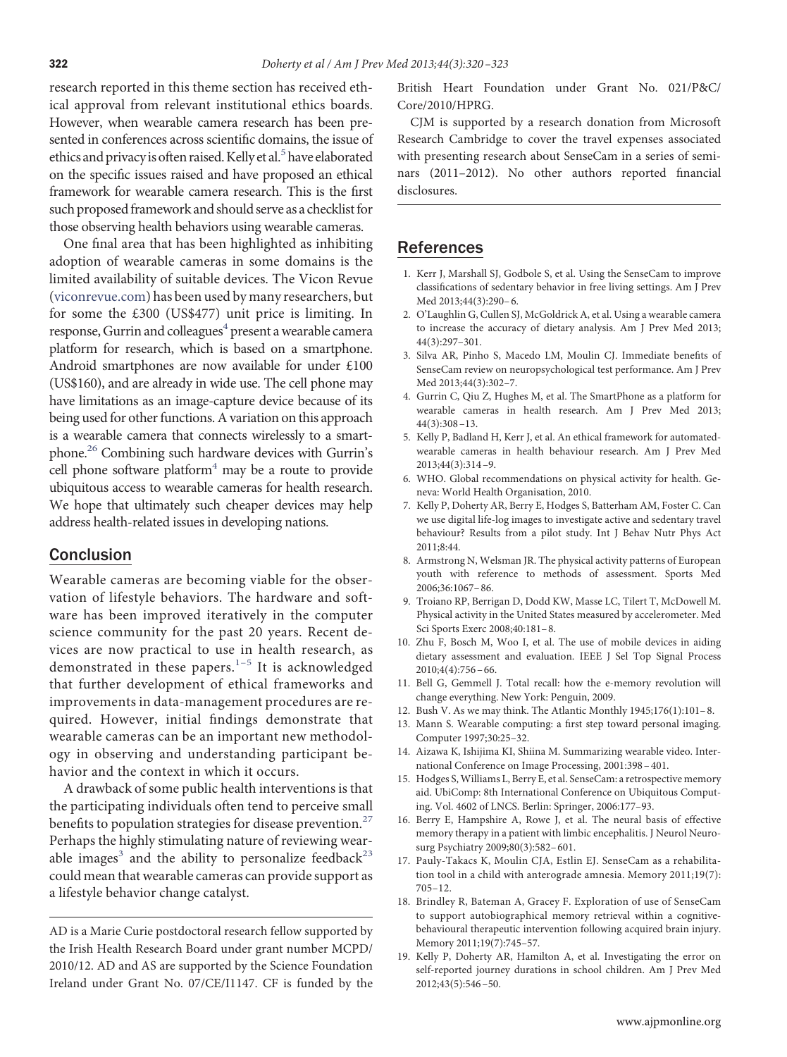research reported in this theme section has received ethical approval from relevant institutional ethics boards. However, when wearable camera research has been presented in conferences across scientific domains, the issue of ethics and privacy is often raised. Kelly et al.[5] have elaborated on the specific issues raised and have proposed an ethical framework for wearable camera research. This is the first such proposed framework and should serve as a checklist for those observing health behaviors using wearable cameras.

One final area that has been highlighted as inhibiting adoption of wearable cameras in some domains is the limited availability of suitable devices. The Vicon Revue (viconrevue.com) has been used by many researchers, but for some the £300 (US$477) unit price is limiting. In response, Gurrin and colleagues[4] present a wearable camera platform for research, which is based on a smartphone. Android smartphones are now available for under £100 (US$160), and are already in wide use. The cell phone may have limitations as an image-capture device because of its being used for other functions. A variation on this approach is a wearable camera that connects wirelessly to a smartphone.[26] Combining such hardware devices with Gurrin's cell phone software platform[4] may be a route to provide ubiquitous access to wearable cameras for health research. We hope that ultimately such cheaper devices may help address health-related issues in developing nations.

## Conclusion

Wearable cameras are becoming viable for the observation of lifestyle behaviors. The hardware and software has been improved iteratively in the computer science community for the past 20 years. Recent devices are now practical to use in health research, as demonstrated in these papers.[1–5] It is acknowledged that further development of ethical frameworks and improvements in data-management procedures are required. However, initial findings demonstrate that wearable cameras can be an important new methodology in observing and understanding participant behavior and the context in which it occurs.

A drawback of some public health interventions is that the participating individuals often tend to perceive small benefits to population strategies for disease prevention.[27] Perhaps the highly stimulating nature of reviewing wearable images[3] and the ability to personalize feedback[23] could mean that wearable cameras can provide support as a lifestyle behavior change catalyst.

---

AD is a Marie Curie postdoctoral research fellow supported by the Irish Health Research Board under grant number MCPD/2010/12. AD and AS are supported by the Science Foundation Ireland under Grant No. 07/CE/I1147. CF is funded by the British Heart Foundation under Grant No. 021/P&C/Core/2010/HPRG.

CJM is supported by a research donation from Microsoft Research Cambridge to cover the travel expenses associated with presenting research about SenseCam in a series of seminars (2011–2012). No other authors reported financial disclosures.

## References

1. Kerr J, Marshall SJ, Godbole S, et al. Using the SenseCam to improve classifications of sedentary behavior in free living settings. Am J Prev Med 2013;44(3):290–6.
2. O'Laughlin G, Cullen SJ, McGoldrick A, et al. Using a wearable camera to increase the accuracy of dietary analysis. Am J Prev Med 2013; 44(3):297–301.
3. Silva AR, Pinho S, Macedo LM, Moulin CJ. Immediate benefits of SenseCam review on neuropsychological test performance. Am J Prev Med 2013;44(3):302–7.
4. Gurrin C, Qiu Z, Hughes M, et al. The SmartPhone as a platform for wearable cameras in health research. Am J Prev Med 2013; 44(3):308–13.
5. Kelly P, Badland H, Kerr J, et al. An ethical framework for automated-wearable cameras in health behaviour research. Am J Prev Med 2013;44(3):314–9.
6. WHO. Global recommendations on physical activity for health. Geneva: World Health Organisation, 2010.
7. Kelly P, Doherty AR, Berry E, Hodges S, Batterham AM, Foster C. Can we use digital life-log images to investigate active and sedentary travel behaviour? Results from a pilot study. Int J Behav Nutr Phys Act 2011;8:44.
8. Armstrong N, Welsman JR. The physical activity patterns of European youth with reference to methods of assessment. Sports Med 2006;36:1067–86.
9. Troiano RP, Berrigan D, Dodd KW, Masse LC, Tilert T, McDowell M. Physical activity in the United States measured by accelerometer. Med Sci Sports Exerc 2008;40:181–8.
10. Zhu F, Bosch M, Woo I, et al. The use of mobile devices in aiding dietary assessment and evaluation. IEEE J Sel Top Signal Process 2010;4(4):756–66.
11. Bell G, Gemmell J. Total recall: how the e-memory revolution will change everything. New York: Penguin, 2009.
12. Bush V. As we may think. The Atlantic Monthly 1945;176(1):101–8.
13. Mann S. Wearable computing: a first step toward personal imaging. Computer 1997;30:25–32.
14. Aizawa K, Ishijima KI, Shiina M. Summarizing wearable video. International Conference on Image Processing, 2001:398–401.
15. Hodges S, Williams L, Berry E, et al. SenseCam: a retrospective memory aid. UbiComp: 8th International Conference on Ubiquitous Computing. Vol. 4602 of LNCS. Berlin: Springer, 2006:177–93.
16. Berry E, Hampshire A, Rowe J, et al. The neural basis of effective memory therapy in a patient with limbic encephalitis. J Neurol Neurosurg Psychiatry 2009;80(3):582–601.
17. Pauly-Takacs K, Moulin CJA, Estlin EJ. SenseCam as a rehabilitation tool in a child with anterograde amnesia. Memory 2011;19(7): 705–12.
18. Brindley R, Bateman A, Gracey F. Exploration of use of SenseCam to support autobiographical memory retrieval within a cognitive-behavioural therapeutic intervention following acquired brain injury. Memory 2011;19(7):745–57.
19. Kelly P, Doherty AR, Hamilton A, et al. Investigating the error on self-reported journey durations in school children. Am J Prev Med 2012;43(5):546–50.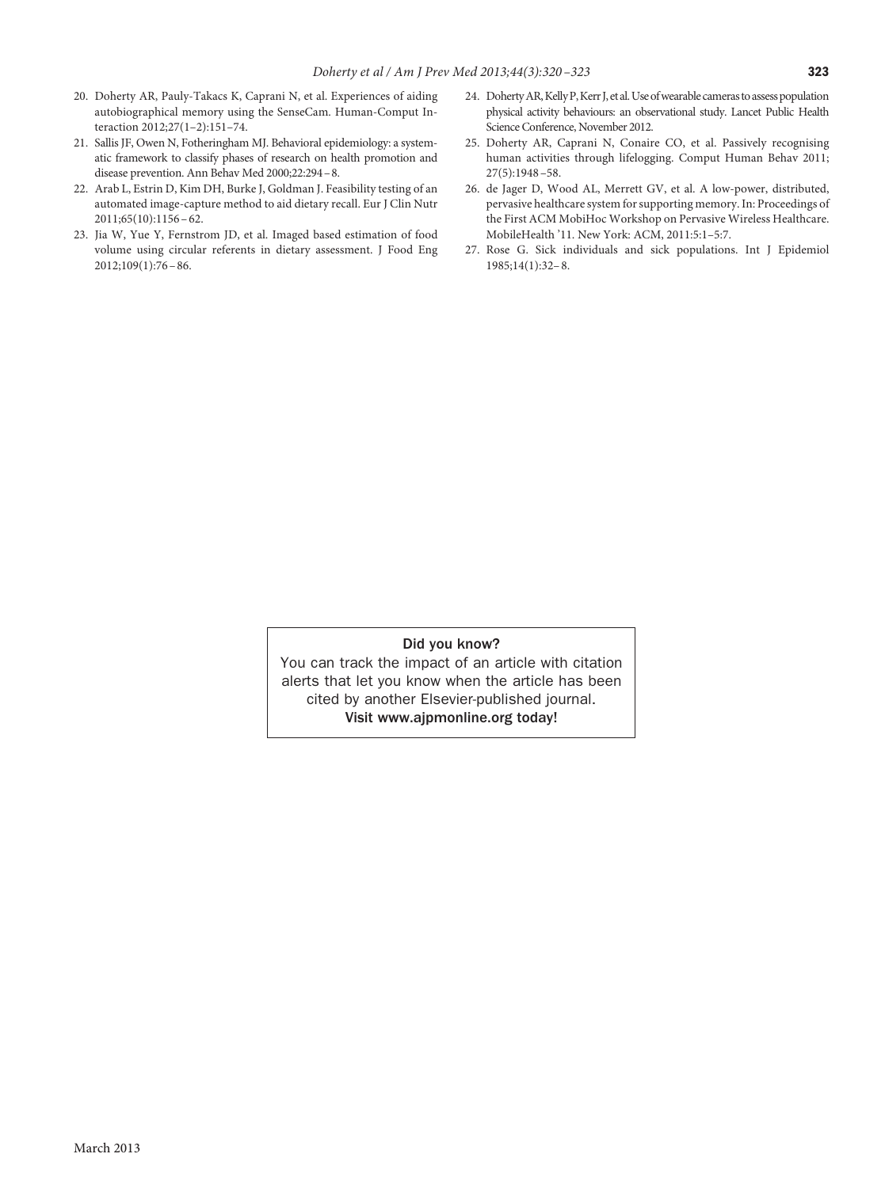20. Doherty AR, Pauly-Takacs K, Caprani N, et al. Experiences of aiding autobiographical memory using the SenseCam. Human-Comput Interaction 2012;27(1–2):151–74.
21. Sallis JF, Owen N, Fotheringham MJ. Behavioral epidemiology: a systematic framework to classify phases of research on health promotion and disease prevention. Ann Behav Med 2000;22:294–8.
22. Arab L, Estrin D, Kim DH, Burke J, Goldman J. Feasibility testing of an automated image-capture method to aid dietary recall. Eur J Clin Nutr 2011;65(10):1156–62.
23. Jia W, Yue Y, Fernstrom JD, et al. Imaged based estimation of food volume using circular referents in dietary assessment. J Food Eng 2012;109(1):76–86.
24. Doherty AR, Kelly P, Kerr J, et al. Use of wearable cameras to assess population physical activity behaviours: an observational study. Lancet Public Health Science Conference, November 2012.
25. Doherty AR, Caprani N, Conaire CO, et al. Passively recognising human activities through lifelogging. Comput Human Behav 2011; 27(5):1948–58.
26. de Jager D, Wood AL, Merrett GV, et al. A low-power, distributed, pervasive healthcare system for supporting memory. In: Proceedings of the First ACM MobiHoc Workshop on Pervasive Wireless Healthcare. MobileHealth '11. New York: ACM, 2011:5:1–5:7.
27. Rose G. Sick individuals and sick populations. Int J Epidemiol 1985;14(1):32–8.

**Did you know?**
You can track the impact of an article with citation alerts that let you know when the article has been cited by another Elsevier-published journal.
**Visit www.ajpmonline.org today!**